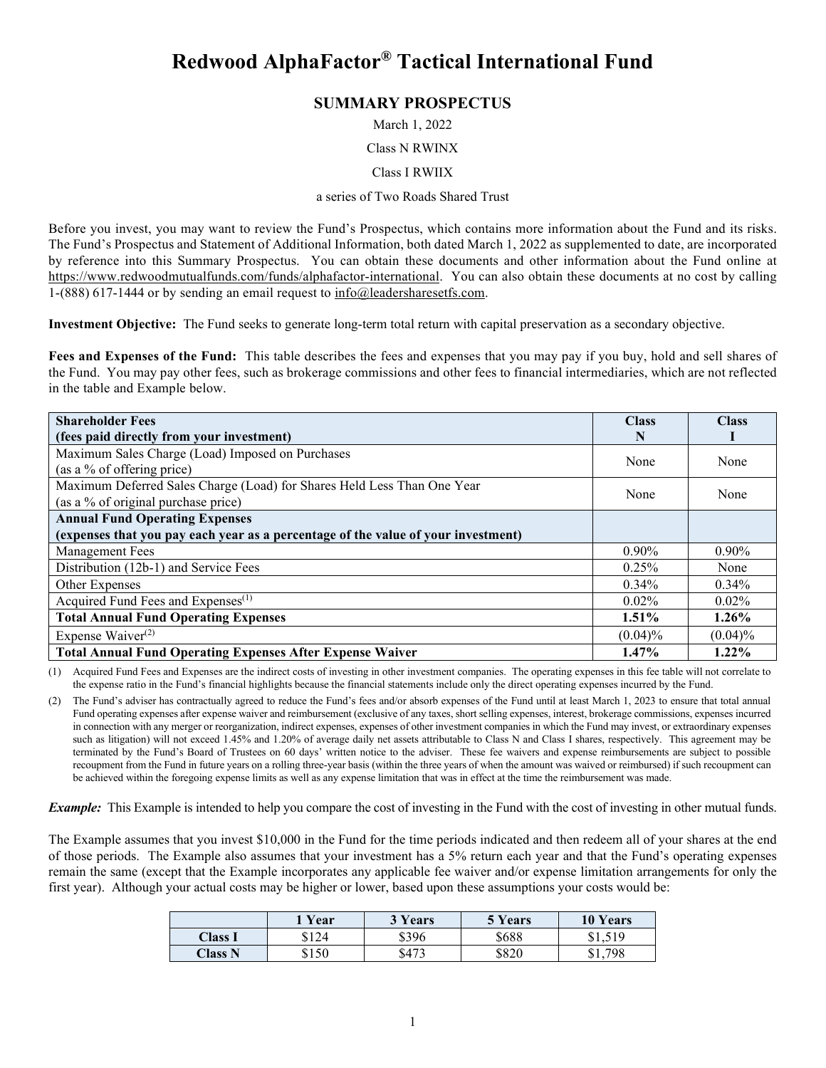# Redwood AlphaFactor® Tactical International Fund

## SUMMARY PROSPECTUS

March 1, 2022

Class N RWINX

Class I RWIIX

a series of Two Roads Shared Trust

Before you invest, you may want to review the Fund's Prospectus, which contains more information about the Fund and its risks. The Fund's Prospectus and Statement of Additional Information, both dated March 1, 2022 as supplemented to date, are incorporated by reference into this Summary Prospectus. You can obtain these documents and other information about the Fund online at https://www.redwoodmutualfunds.com/funds/alphafactor-international. You can also obtain these documents at no cost by calling 1-(888) 617-1444 or by sending an email request to info@leadersharesetfs.com.

**Investment Objective:** The Fund seeks to generate long-term total return with capital preservation as a secondary objective.

**Fees and Expenses of the Fund:** This table describes the fees and expenses that you may pay if you buy, hold and sell shares of the Fund. You may pay other fees, such as brokerage commissions and other fees to financial intermediaries, which are not reflected in the table and Example below.

| **Shareholder Fees (fees paid directly from your investment)** | **Class N** | **Class I** |
|---|---|---|
| Maximum Sales Charge (Load) Imposed on Purchases (as a % of offering price) | None | None |
| Maximum Deferred Sales Charge (Load) for Shares Held Less Than One Year (as a % of original purchase price) | None | None |
| **Annual Fund Operating Expenses (expenses that you pay each year as a percentage of the value of your investment)** | | |
| Management Fees | 0.90% | 0.90% |
| Distribution (12b-1) and Service Fees | 0.25% | None |
| Other Expenses | 0.34% | 0.34% |
| Acquired Fund Fees and Expenses[(1)] | 0.02% | 0.02% |
| **Total Annual Fund Operating Expenses** | **1.51%** | **1.26%** |
| Expense Waiver[(2)] | (0.04)% | (0.04)% |
| **Total Annual Fund Operating Expenses After Expense Waiver** | **1.47%** | **1.22%** |

(1) Acquired Fund Fees and Expenses are the indirect costs of investing in other investment companies. The operating expenses in this fee table will not correlate to the expense ratio in the Fund's financial highlights because the financial statements include only the direct operating expenses incurred by the Fund.

(2) The Fund's adviser has contractually agreed to reduce the Fund's fees and/or absorb expenses of the Fund until at least March 1, 2023 to ensure that total annual Fund operating expenses after expense waiver and reimbursement (exclusive of any taxes, short selling expenses, interest, brokerage commissions, expenses incurred in connection with any merger or reorganization, indirect expenses, expenses of other investment companies in which the Fund may invest, or extraordinary expenses such as litigation) will not exceed 1.45% and 1.20% of average daily net assets attributable to Class N and Class I shares, respectively. This agreement may be terminated by the Fund's Board of Trustees on 60 days' written notice to the adviser. These fee waivers and expense reimbursements are subject to possible recoupment from the Fund in future years on a rolling three-year basis (within the three years of when the amount was waived or reimbursed) if such recoupment can be achieved within the foregoing expense limits as well as any expense limitation that was in effect at the time the reimbursement was made.

***Example:*** This Example is intended to help you compare the cost of investing in the Fund with the cost of investing in other mutual funds.

The Example assumes that you invest $10,000 in the Fund for the time periods indicated and then redeem all of your shares at the end of those periods. The Example also assumes that your investment has a 5% return each year and that the Fund's operating expenses remain the same (except that the Example incorporates any applicable fee waiver and/or expense limitation arrangements for only the first year). Although your actual costs may be higher or lower, based upon these assumptions your costs would be:

| | **1 Year** | **3 Years** | **5 Years** | **10 Years** |
|---|---|---|---|---|
| **Class I** | $124 | $396 | $688 | $1,519 |
| **Class N** | $150 | $473 | $820 | $1,798 |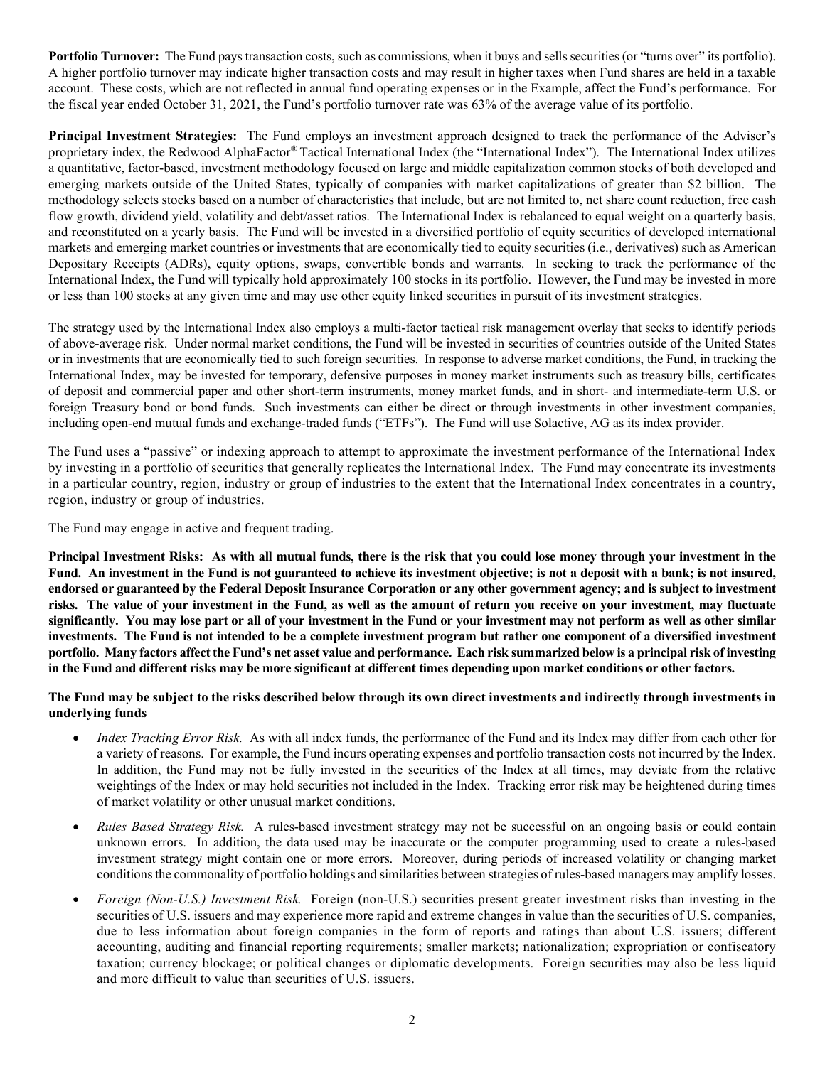**Portfolio Turnover:** The Fund pays transaction costs, such as commissions, when it buys and sells securities (or "turns over" its portfolio). A higher portfolio turnover may indicate higher transaction costs and may result in higher taxes when Fund shares are held in a taxable account. These costs, which are not reflected in annual fund operating expenses or in the Example, affect the Fund's performance. For the fiscal year ended October 31, 2021, the Fund's portfolio turnover rate was 63% of the average value of its portfolio.

**Principal Investment Strategies:** The Fund employs an investment approach designed to track the performance of the Adviser's proprietary index, the Redwood AlphaFactor® Tactical International Index (the "International Index"). The International Index utilizes a quantitative, factor-based, investment methodology focused on large and middle capitalization common stocks of both developed and emerging markets outside of the United States, typically of companies with market capitalizations of greater than $2 billion. The methodology selects stocks based on a number of characteristics that include, but are not limited to, net share count reduction, free cash flow growth, dividend yield, volatility and debt/asset ratios. The International Index is rebalanced to equal weight on a quarterly basis, and reconstituted on a yearly basis. The Fund will be invested in a diversified portfolio of equity securities of developed international markets and emerging market countries or investments that are economically tied to equity securities (i.e., derivatives) such as American Depositary Receipts (ADRs), equity options, swaps, convertible bonds and warrants. In seeking to track the performance of the International Index, the Fund will typically hold approximately 100 stocks in its portfolio. However, the Fund may be invested in more or less than 100 stocks at any given time and may use other equity linked securities in pursuit of its investment strategies.

The strategy used by the International Index also employs a multi-factor tactical risk management overlay that seeks to identify periods of above-average risk. Under normal market conditions, the Fund will be invested in securities of countries outside of the United States or in investments that are economically tied to such foreign securities. In response to adverse market conditions, the Fund, in tracking the International Index, may be invested for temporary, defensive purposes in money market instruments such as treasury bills, certificates of deposit and commercial paper and other short-term instruments, money market funds, and in short- and intermediate-term U.S. or foreign Treasury bond or bond funds. Such investments can either be direct or through investments in other investment companies, including open-end mutual funds and exchange-traded funds ("ETFs"). The Fund will use Solactive, AG as its index provider.

The Fund uses a "passive" or indexing approach to attempt to approximate the investment performance of the International Index by investing in a portfolio of securities that generally replicates the International Index. The Fund may concentrate its investments in a particular country, region, industry or group of industries to the extent that the International Index concentrates in a country, region, industry or group of industries.

The Fund may engage in active and frequent trading.

**Principal Investment Risks: As with all mutual funds, there is the risk that you could lose money through your investment in the Fund. An investment in the Fund is not guaranteed to achieve its investment objective; is not a deposit with a bank; is not insured, endorsed or guaranteed by the Federal Deposit Insurance Corporation or any other government agency; and is subject to investment risks. The value of your investment in the Fund, as well as the amount of return you receive on your investment, may fluctuate significantly. You may lose part or all of your investment in the Fund or your investment may not perform as well as other similar investments. The Fund is not intended to be a complete investment program but rather one component of a diversified investment portfolio. Many factors affect the Fund's net asset value and performance. Each risk summarized below is a principal risk of investing in the Fund and different risks may be more significant at different times depending upon market conditions or other factors.**

**The Fund may be subject to the risks described below through its own direct investments and indirectly through investments in underlying funds**

- *Index Tracking Error Risk.* As with all index funds, the performance of the Fund and its Index may differ from each other for a variety of reasons. For example, the Fund incurs operating expenses and portfolio transaction costs not incurred by the Index. In addition, the Fund may not be fully invested in the securities of the Index at all times, may deviate from the relative weightings of the Index or may hold securities not included in the Index. Tracking error risk may be heightened during times of market volatility or other unusual market conditions.
- *Rules Based Strategy Risk.* A rules-based investment strategy may not be successful on an ongoing basis or could contain unknown errors. In addition, the data used may be inaccurate or the computer programming used to create a rules-based investment strategy might contain one or more errors. Moreover, during periods of increased volatility or changing market conditions the commonality of portfolio holdings and similarities between strategies of rules-based managers may amplify losses.
- *Foreign (Non-U.S.) Investment Risk.* Foreign (non-U.S.) securities present greater investment risks than investing in the securities of U.S. issuers and may experience more rapid and extreme changes in value than the securities of U.S. companies, due to less information about foreign companies in the form of reports and ratings than about U.S. issuers; different accounting, auditing and financial reporting requirements; smaller markets; nationalization; expropriation or confiscatory taxation; currency blockage; or political changes or diplomatic developments. Foreign securities may also be less liquid and more difficult to value than securities of U.S. issuers.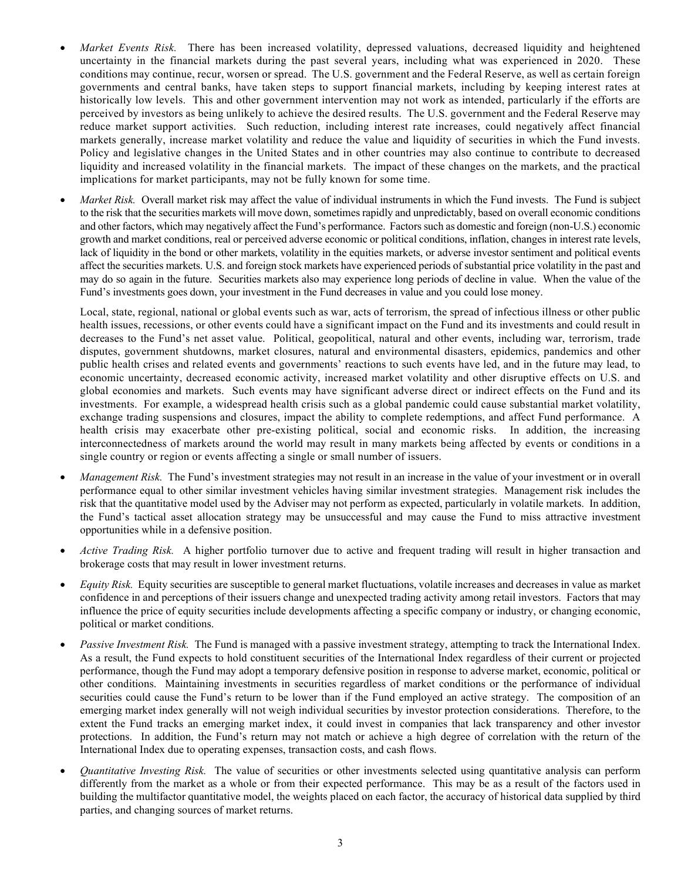- *Market Events Risk.* There has been increased volatility, depressed valuations, decreased liquidity and heightened uncertainty in the financial markets during the past several years, including what was experienced in 2020. These conditions may continue, recur, worsen or spread. The U.S. government and the Federal Reserve, as well as certain foreign governments and central banks, have taken steps to support financial markets, including by keeping interest rates at historically low levels. This and other government intervention may not work as intended, particularly if the efforts are perceived by investors as being unlikely to achieve the desired results. The U.S. government and the Federal Reserve may reduce market support activities. Such reduction, including interest rate increases, could negatively affect financial markets generally, increase market volatility and reduce the value and liquidity of securities in which the Fund invests. Policy and legislative changes in the United States and in other countries may also continue to contribute to decreased liquidity and increased volatility in the financial markets. The impact of these changes on the markets, and the practical implications for market participants, may not be fully known for some time.

- *Market Risk.* Overall market risk may affect the value of individual instruments in which the Fund invests. The Fund is subject to the risk that the securities markets will move down, sometimes rapidly and unpredictably, based on overall economic conditions and other factors, which may negatively affect the Fund's performance. Factors such as domestic and foreign (non-U.S.) economic growth and market conditions, real or perceived adverse economic or political conditions, inflation, changes in interest rate levels, lack of liquidity in the bond or other markets, volatility in the equities markets, or adverse investor sentiment and political events affect the securities markets. U.S. and foreign stock markets have experienced periods of substantial price volatility in the past and may do so again in the future. Securities markets also may experience long periods of decline in value. When the value of the Fund's investments goes down, your investment in the Fund decreases in value and you could lose money.

  Local, state, regional, national or global events such as war, acts of terrorism, the spread of infectious illness or other public health issues, recessions, or other events could have a significant impact on the Fund and its investments and could result in decreases to the Fund's net asset value. Political, geopolitical, natural and other events, including war, terrorism, trade disputes, government shutdowns, market closures, natural and environmental disasters, epidemics, pandemics and other public health crises and related events and governments' reactions to such events have led, and in the future may lead, to economic uncertainty, decreased economic activity, increased market volatility and other disruptive effects on U.S. and global economies and markets. Such events may have significant adverse direct or indirect effects on the Fund and its investments. For example, a widespread health crisis such as a global pandemic could cause substantial market volatility, exchange trading suspensions and closures, impact the ability to complete redemptions, and affect Fund performance. A health crisis may exacerbate other pre-existing political, social and economic risks. In addition, the increasing interconnectedness of markets around the world may result in many markets being affected by events or conditions in a single country or region or events affecting a single or small number of issuers.

- *Management Risk.* The Fund's investment strategies may not result in an increase in the value of your investment or in overall performance equal to other similar investment vehicles having similar investment strategies. Management risk includes the risk that the quantitative model used by the Adviser may not perform as expected, particularly in volatile markets. In addition, the Fund's tactical asset allocation strategy may be unsuccessful and may cause the Fund to miss attractive investment opportunities while in a defensive position.

- *Active Trading Risk.* A higher portfolio turnover due to active and frequent trading will result in higher transaction and brokerage costs that may result in lower investment returns.

- *Equity Risk.* Equity securities are susceptible to general market fluctuations, volatile increases and decreases in value as market confidence in and perceptions of their issuers change and unexpected trading activity among retail investors. Factors that may influence the price of equity securities include developments affecting a specific company or industry, or changing economic, political or market conditions.

- *Passive Investment Risk.* The Fund is managed with a passive investment strategy, attempting to track the International Index. As a result, the Fund expects to hold constituent securities of the International Index regardless of their current or projected performance, though the Fund may adopt a temporary defensive position in response to adverse market, economic, political or other conditions. Maintaining investments in securities regardless of market conditions or the performance of individual securities could cause the Fund's return to be lower than if the Fund employed an active strategy. The composition of an emerging market index generally will not weigh individual securities by investor protection considerations. Therefore, to the extent the Fund tracks an emerging market index, it could invest in companies that lack transparency and other investor protections. In addition, the Fund's return may not match or achieve a high degree of correlation with the return of the International Index due to operating expenses, transaction costs, and cash flows.

- *Quantitative Investing Risk.* The value of securities or other investments selected using quantitative analysis can perform differently from the market as a whole or from their expected performance. This may be as a result of the factors used in building the multifactor quantitative model, the weights placed on each factor, the accuracy of historical data supplied by third parties, and changing sources of market returns.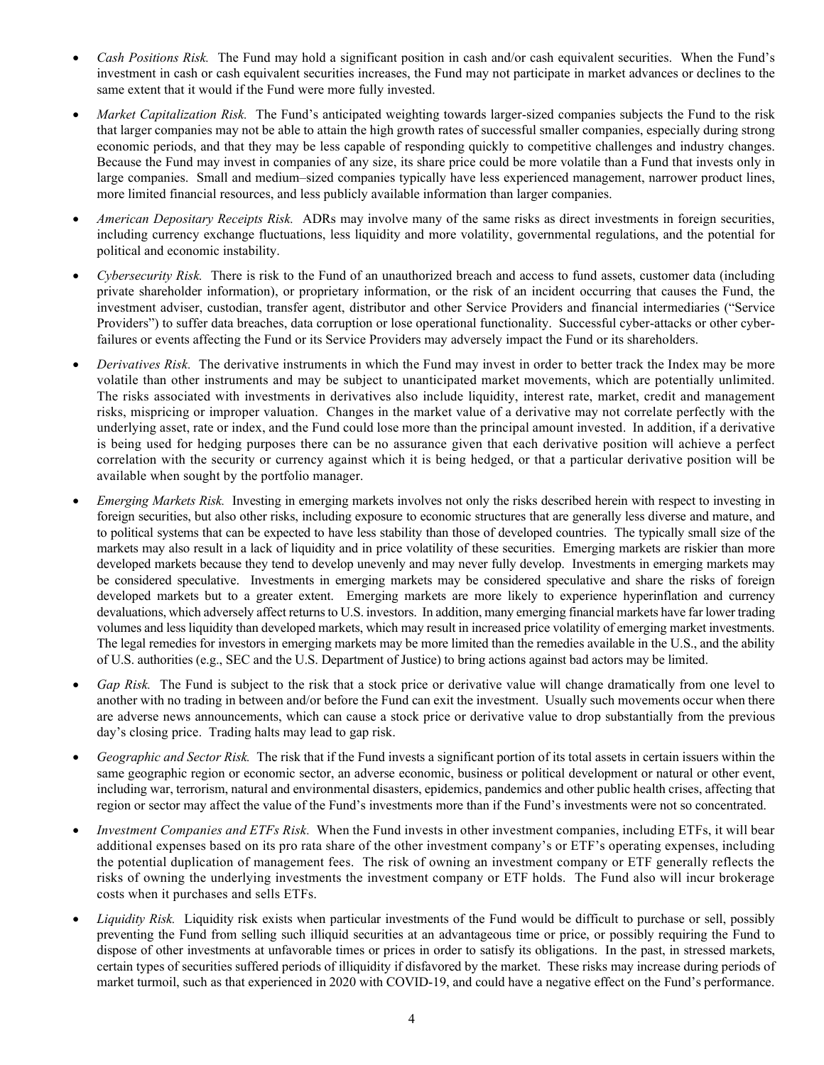- *Cash Positions Risk.* The Fund may hold a significant position in cash and/or cash equivalent securities. When the Fund's investment in cash or cash equivalent securities increases, the Fund may not participate in market advances or declines to the same extent that it would if the Fund were more fully invested.

- *Market Capitalization Risk.* The Fund's anticipated weighting towards larger-sized companies subjects the Fund to the risk that larger companies may not be able to attain the high growth rates of successful smaller companies, especially during strong economic periods, and that they may be less capable of responding quickly to competitive challenges and industry changes. Because the Fund may invest in companies of any size, its share price could be more volatile than a Fund that invests only in large companies. Small and medium–sized companies typically have less experienced management, narrower product lines, more limited financial resources, and less publicly available information than larger companies.

- *American Depositary Receipts Risk.* ADRs may involve many of the same risks as direct investments in foreign securities, including currency exchange fluctuations, less liquidity and more volatility, governmental regulations, and the potential for political and economic instability.

- *Cybersecurity Risk.* There is risk to the Fund of an unauthorized breach and access to fund assets, customer data (including private shareholder information), or proprietary information, or the risk of an incident occurring that causes the Fund, the investment adviser, custodian, transfer agent, distributor and other Service Providers and financial intermediaries ("Service Providers") to suffer data breaches, data corruption or lose operational functionality. Successful cyber-attacks or other cyber-failures or events affecting the Fund or its Service Providers may adversely impact the Fund or its shareholders.

- *Derivatives Risk.* The derivative instruments in which the Fund may invest in order to better track the Index may be more volatile than other instruments and may be subject to unanticipated market movements, which are potentially unlimited. The risks associated with investments in derivatives also include liquidity, interest rate, market, credit and management risks, mispricing or improper valuation. Changes in the market value of a derivative may not correlate perfectly with the underlying asset, rate or index, and the Fund could lose more than the principal amount invested. In addition, if a derivative is being used for hedging purposes there can be no assurance given that each derivative position will achieve a perfect correlation with the security or currency against which it is being hedged, or that a particular derivative position will be available when sought by the portfolio manager.

- *Emerging Markets Risk.* Investing in emerging markets involves not only the risks described herein with respect to investing in foreign securities, but also other risks, including exposure to economic structures that are generally less diverse and mature, and to political systems that can be expected to have less stability than those of developed countries. The typically small size of the markets may also result in a lack of liquidity and in price volatility of these securities. Emerging markets are riskier than more developed markets because they tend to develop unevenly and may never fully develop. Investments in emerging markets may be considered speculative. Investments in emerging markets may be considered speculative and share the risks of foreign developed markets but to a greater extent. Emerging markets are more likely to experience hyperinflation and currency devaluations, which adversely affect returns to U.S. investors. In addition, many emerging financial markets have far lower trading volumes and less liquidity than developed markets, which may result in increased price volatility of emerging market investments. The legal remedies for investors in emerging markets may be more limited than the remedies available in the U.S., and the ability of U.S. authorities (e.g., SEC and the U.S. Department of Justice) to bring actions against bad actors may be limited.

- *Gap Risk.* The Fund is subject to the risk that a stock price or derivative value will change dramatically from one level to another with no trading in between and/or before the Fund can exit the investment. Usually such movements occur when there are adverse news announcements, which can cause a stock price or derivative value to drop substantially from the previous day's closing price. Trading halts may lead to gap risk.

- *Geographic and Sector Risk.* The risk that if the Fund invests a significant portion of its total assets in certain issuers within the same geographic region or economic sector, an adverse economic, business or political development or natural or other event, including war, terrorism, natural and environmental disasters, epidemics, pandemics and other public health crises, affecting that region or sector may affect the value of the Fund's investments more than if the Fund's investments were not so concentrated.

- *Investment Companies and ETFs Risk.* When the Fund invests in other investment companies, including ETFs, it will bear additional expenses based on its pro rata share of the other investment company's or ETF's operating expenses, including the potential duplication of management fees. The risk of owning an investment company or ETF generally reflects the risks of owning the underlying investments the investment company or ETF holds. The Fund also will incur brokerage costs when it purchases and sells ETFs.

- *Liquidity Risk.* Liquidity risk exists when particular investments of the Fund would be difficult to purchase or sell, possibly preventing the Fund from selling such illiquid securities at an advantageous time or price, or possibly requiring the Fund to dispose of other investments at unfavorable times or prices in order to satisfy its obligations. In the past, in stressed markets, certain types of securities suffered periods of illiquidity if disfavored by the market. These risks may increase during periods of market turmoil, such as that experienced in 2020 with COVID-19, and could have a negative effect on the Fund's performance.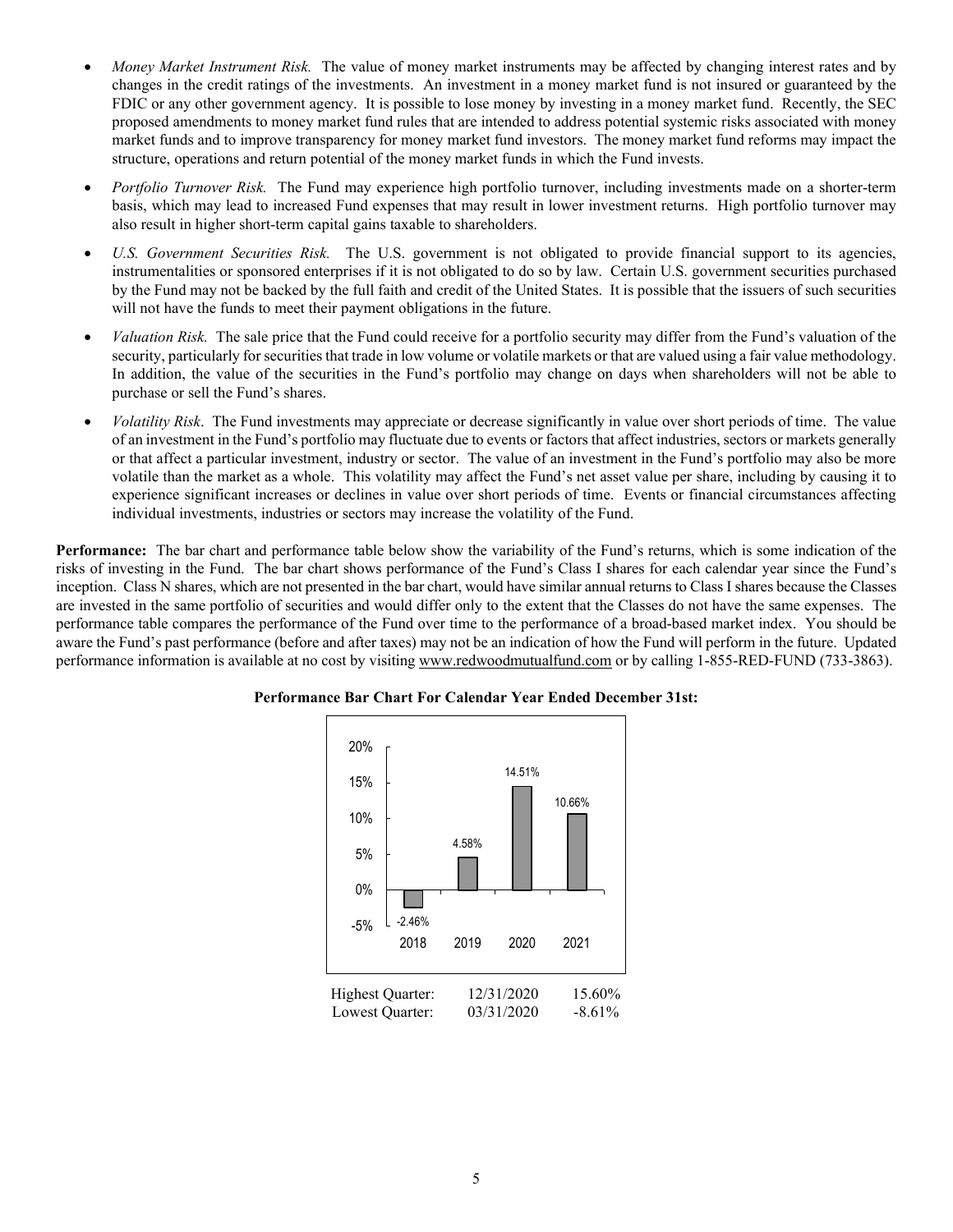- *Money Market Instrument Risk.* The value of money market instruments may be affected by changing interest rates and by changes in the credit ratings of the investments. An investment in a money market fund is not insured or guaranteed by the FDIC or any other government agency. It is possible to lose money by investing in a money market fund. Recently, the SEC proposed amendments to money market fund rules that are intended to address potential systemic risks associated with money market funds and to improve transparency for money market fund investors. The money market fund reforms may impact the structure, operations and return potential of the money market funds in which the Fund invests.

- *Portfolio Turnover Risk.* The Fund may experience high portfolio turnover, including investments made on a shorter-term basis, which may lead to increased Fund expenses that may result in lower investment returns. High portfolio turnover may also result in higher short-term capital gains taxable to shareholders.

- *U.S. Government Securities Risk.* The U.S. government is not obligated to provide financial support to its agencies, instrumentalities or sponsored enterprises if it is not obligated to do so by law. Certain U.S. government securities purchased by the Fund may not be backed by the full faith and credit of the United States. It is possible that the issuers of such securities will not have the funds to meet their payment obligations in the future.

- *Valuation Risk.* The sale price that the Fund could receive for a portfolio security may differ from the Fund's valuation of the security, particularly for securities that trade in low volume or volatile markets or that are valued using a fair value methodology. In addition, the value of the securities in the Fund's portfolio may change on days when shareholders will not be able to purchase or sell the Fund's shares.

- *Volatility Risk*. The Fund investments may appreciate or decrease significantly in value over short periods of time. The value of an investment in the Fund's portfolio may fluctuate due to events or factors that affect industries, sectors or markets generally or that affect a particular investment, industry or sector. The value of an investment in the Fund's portfolio may also be more volatile than the market as a whole. This volatility may affect the Fund's net asset value per share, including by causing it to experience significant increases or declines in value over short periods of time. Events or financial circumstances affecting individual investments, industries or sectors may increase the volatility of the Fund.

**Performance:** The bar chart and performance table below show the variability of the Fund's returns, which is some indication of the risks of investing in the Fund. The bar chart shows performance of the Fund's Class I shares for each calendar year since the Fund's inception. Class N shares, which are not presented in the bar chart, would have similar annual returns to Class I shares because the Classes are invested in the same portfolio of securities and would differ only to the extent that the Classes do not have the same expenses. The performance table compares the performance of the Fund over time to the performance of a broad-based market index. You should be aware the Fund's past performance (before and after taxes) may not be an indication of how the Fund will perform in the future. Updated performance information is available at no cost by visiting www.redwoodmutualfund.com or by calling 1-855-RED-FUND (733-3863).

**Performance Bar Chart For Calendar Year Ended December 31st:**

| Year | Return |
|---|---|
| 2018 | -2.46% |
| 2019 | 4.58% |
| 2020 | 14.51% |
| 2021 | 10.66% |

| | | |
|---|---|---|
| Highest Quarter: | 12/31/2020 | 15.60% |
| Lowest Quarter: | 03/31/2020 | -8.61% |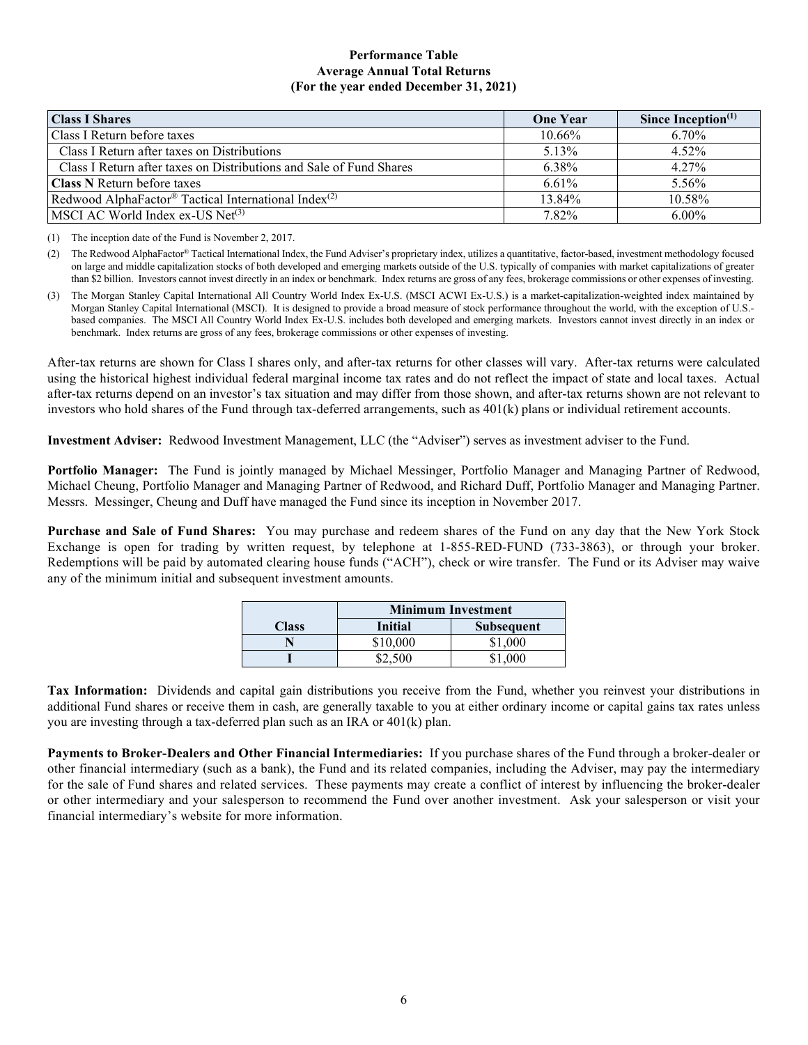**Performance Table**
**Average Annual Total Returns**
**(For the year ended December 31, 2021)**

| **Class I Shares** | **One Year** | **Since Inception**(1) |
|---|---|---|
| Class I Return before taxes | 10.66% | 6.70% |
| Class I Return after taxes on Distributions | 5.13% | 4.52% |
| Class I Return after taxes on Distributions and Sale of Fund Shares | 6.38% | 4.27% |
| **Class N** Return before taxes | 6.61% | 5.56% |
| Redwood AlphaFactor® Tactical International Index(2) | 13.84% | 10.58% |
| MSCI AC World Index ex-US Net(3) | 7.82% | 6.00% |

(1) The inception date of the Fund is November 2, 2017.

(2) The Redwood AlphaFactor® Tactical International Index, the Fund Adviser's proprietary index, utilizes a quantitative, factor-based, investment methodology focused on large and middle capitalization stocks of both developed and emerging markets outside of the U.S. typically of companies with market capitalizations of greater than $2 billion. Investors cannot invest directly in an index or benchmark. Index returns are gross of any fees, brokerage commissions or other expenses of investing.

(3) The Morgan Stanley Capital International All Country World Index Ex-U.S. (MSCI ACWI Ex-U.S.) is a market-capitalization-weighted index maintained by Morgan Stanley Capital International (MSCI). It is designed to provide a broad measure of stock performance throughout the world, with the exception of U.S.-based companies. The MSCI All Country World Index Ex-U.S. includes both developed and emerging markets. Investors cannot invest directly in an index or benchmark. Index returns are gross of any fees, brokerage commissions or other expenses of investing.

After-tax returns are shown for Class I shares only, and after-tax returns for other classes will vary. After-tax returns were calculated using the historical highest individual federal marginal income tax rates and do not reflect the impact of state and local taxes. Actual after-tax returns depend on an investor's tax situation and may differ from those shown, and after-tax returns shown are not relevant to investors who hold shares of the Fund through tax-deferred arrangements, such as 401(k) plans or individual retirement accounts.

**Investment Adviser:** Redwood Investment Management, LLC (the "Adviser") serves as investment adviser to the Fund.

**Portfolio Manager:** The Fund is jointly managed by Michael Messinger, Portfolio Manager and Managing Partner of Redwood, Michael Cheung, Portfolio Manager and Managing Partner of Redwood, and Richard Duff, Portfolio Manager and Managing Partner. Messrs. Messinger, Cheung and Duff have managed the Fund since its inception in November 2017.

**Purchase and Sale of Fund Shares:** You may purchase and redeem shares of the Fund on any day that the New York Stock Exchange is open for trading by written request, by telephone at 1-855-RED-FUND (733-3863), or through your broker. Redemptions will be paid by automated clearing house funds ("ACH"), check or wire transfer. The Fund or its Adviser may waive any of the minimum initial and subsequent investment amounts.

| | **Minimum Investment** | |
|---|---|---|
| **Class** | **Initial** | **Subsequent** |
| **N** | $10,000 | $1,000 |
| **I** | $2,500 | $1,000 |

**Tax Information:** Dividends and capital gain distributions you receive from the Fund, whether you reinvest your distributions in additional Fund shares or receive them in cash, are generally taxable to you at either ordinary income or capital gains tax rates unless you are investing through a tax-deferred plan such as an IRA or 401(k) plan.

**Payments to Broker-Dealers and Other Financial Intermediaries:** If you purchase shares of the Fund through a broker-dealer or other financial intermediary (such as a bank), the Fund and its related companies, including the Adviser, may pay the intermediary for the sale of Fund shares and related services. These payments may create a conflict of interest by influencing the broker-dealer or other intermediary and your salesperson to recommend the Fund over another investment. Ask your salesperson or visit your financial intermediary's website for more information.